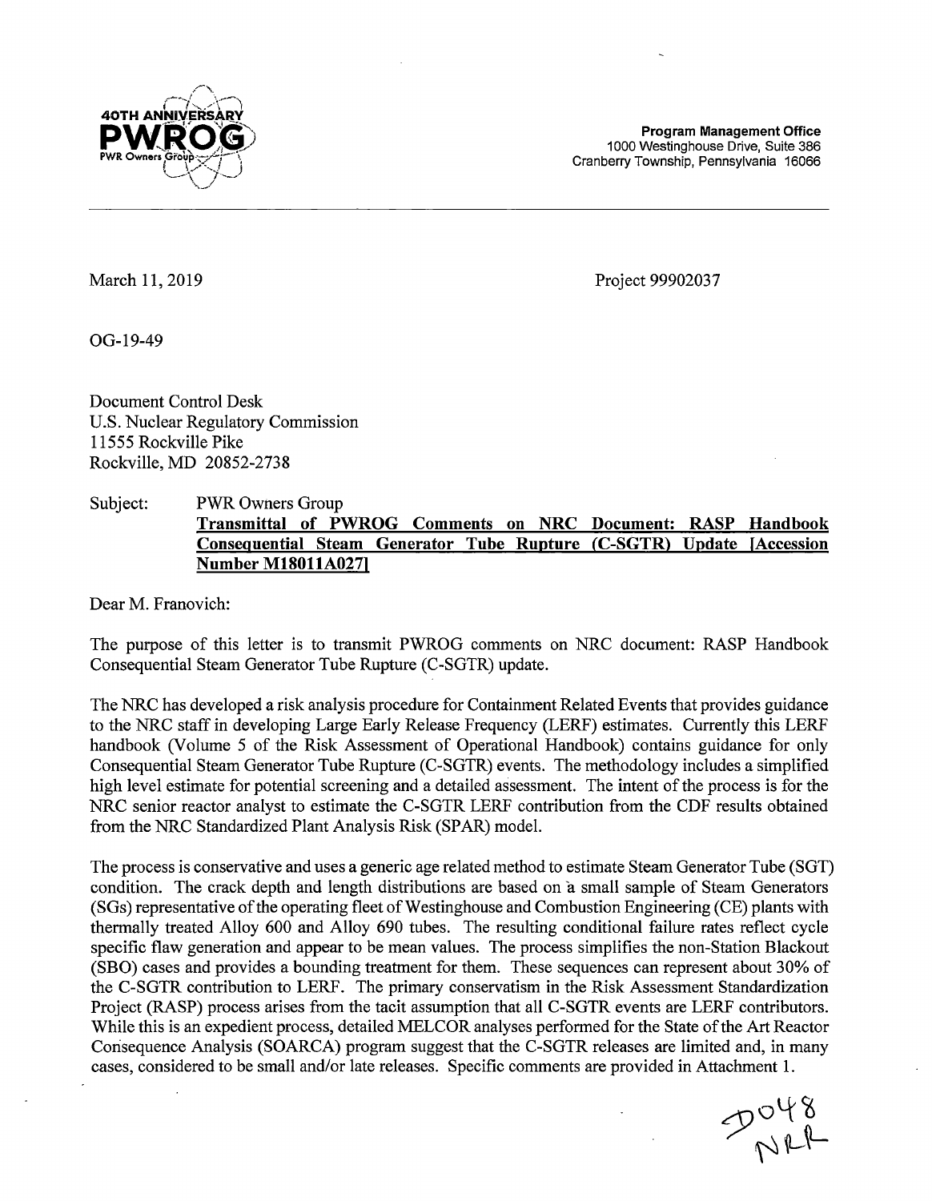40TH ANNIVERSARY
PWROG
PWR Owners Group

**Program Management Office**
1000 Westinghouse Drive, Suite 386
Cranberry Township, Pennsylvania 16066

---

March 11, 2019

Project 99902037

OG-19-49

Document Control Desk
U.S. Nuclear Regulatory Commission
11555 Rockville Pike
Rockville, MD 20852-2738

Subject: PWR Owners Group
**Transmittal of PWROG Comments on NRC Document: RASP Handbook Consequential Steam Generator Tube Rupture (C-SGTR) Update [Accession Number M18011A027]**

Dear M. Franovich:

The purpose of this letter is to transmit PWROG comments on NRC document: RASP Handbook Consequential Steam Generator Tube Rupture (C-SGTR) update.

The NRC has developed a risk analysis procedure for Containment Related Events that provides guidance to the NRC staff in developing Large Early Release Frequency (LERF) estimates. Currently this LERF handbook (Volume 5 of the Risk Assessment of Operational Handbook) contains guidance for only Consequential Steam Generator Tube Rupture (C-SGTR) events. The methodology includes a simplified high level estimate for potential screening and a detailed assessment. The intent of the process is for the NRC senior reactor analyst to estimate the C-SGTR LERF contribution from the CDF results obtained from the NRC Standardized Plant Analysis Risk (SPAR) model.

The process is conservative and uses a generic age related method to estimate Steam Generator Tube (SGT) condition. The crack depth and length distributions are based on a small sample of Steam Generators (SGs) representative of the operating fleet of Westinghouse and Combustion Engineering (CE) plants with thermally treated Alloy 600 and Alloy 690 tubes. The resulting conditional failure rates reflect cycle specific flaw generation and appear to be mean values. The process simplifies the non-Station Blackout (SBO) cases and provides a bounding treatment for them. These sequences can represent about 30% of the C-SGTR contribution to LERF. The primary conservatism in the Risk Assessment Standardization Project (RASP) process arises from the tacit assumption that all C-SGTR events are LERF contributors. While this is an expedient process, detailed MELCOR analyses performed for the State of the Art Reactor Consequence Analysis (SOARCA) program suggest that the C-SGTR releases are limited and, in many cases, considered to be small and/or late releases. Specific comments are provided in Attachment 1.

D048
NRR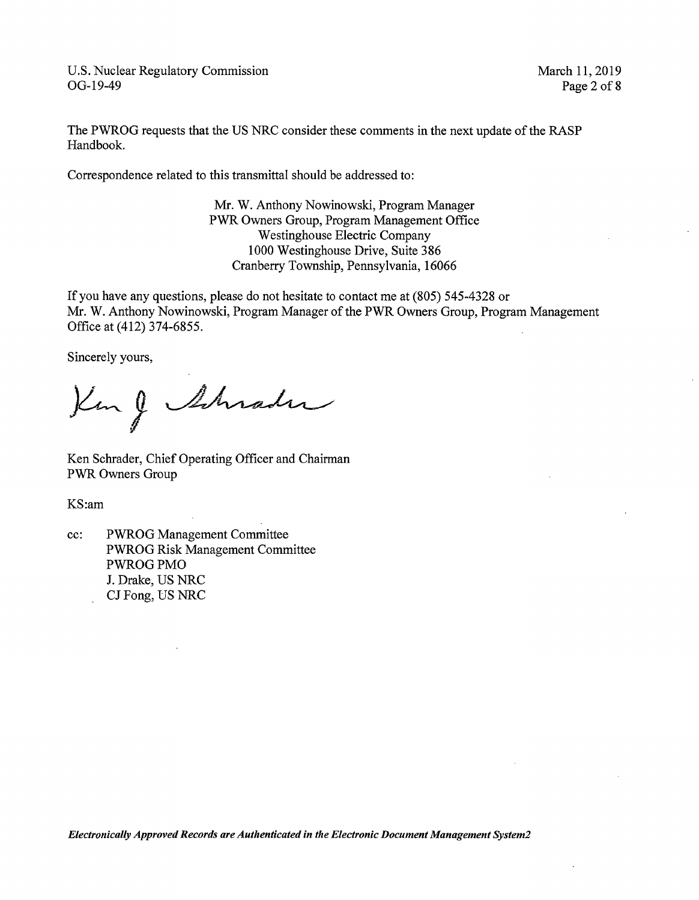The PWROG requests that the US NRC consider these comments in the next update of the RASP Handbook.

Correspondence related to this transmittal should be addressed to:

Mr. W. Anthony Nowinowski, Program Manager
PWR Owners Group, Program Management Office
Westinghouse Electric Company
1000 Westinghouse Drive, Suite 386
Cranberry Township, Pennsylvania, 16066

If you have any questions, please do not hesitate to contact me at (805) 545-4328 or Mr. W. Anthony Nowinowski, Program Manager of the PWR Owners Group, Program Management Office at (412) 374-6855.

Sincerely yours,

Ken Schrader, Chief Operating Officer and Chairman
PWR Owners Group

KS:am

cc: PWROG Management Committee
PWROG Risk Management Committee
PWROG PMO
J. Drake, US NRC
CJ Fong, US NRC

***Electronically Approved Records are Authenticated in the Electronic Document Management System2***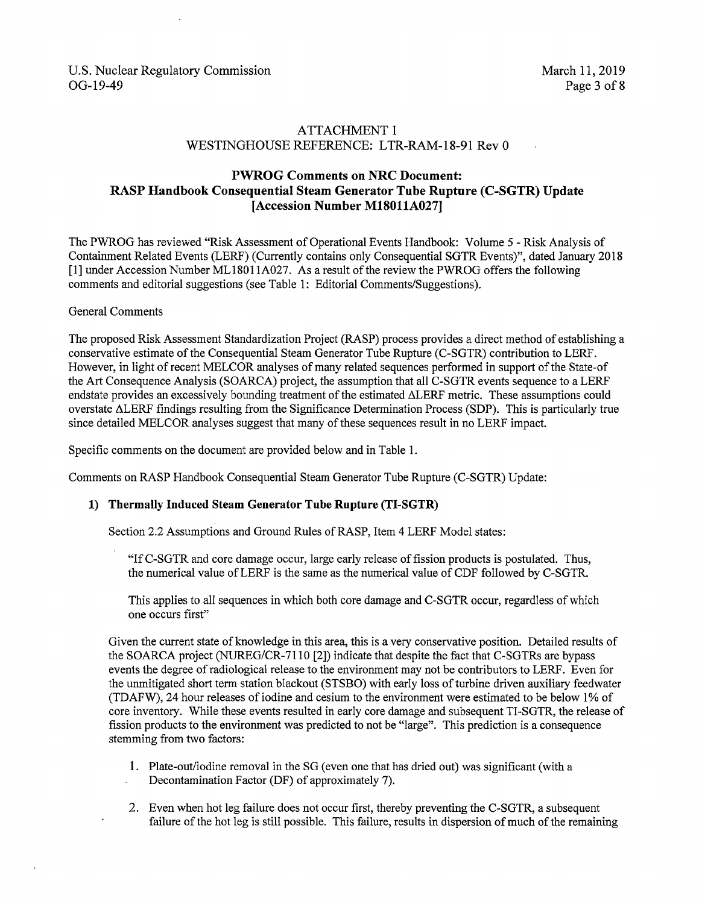## ATTACHMENT 1
### WESTINGHOUSE REFERENCE: LTR-RAM-18-91 Rev 0

## PWROG Comments on NRC Document: RASP Handbook Consequential Steam Generator Tube Rupture (C-SGTR) Update [Accession Number M18011A027]

The PWROG has reviewed "Risk Assessment of Operational Events Handbook: Volume 5 - Risk Analysis of Containment Related Events (LERF) (Currently contains only Consequential SGTR Events)", dated January 2018 [1] under Accession Number ML18011A027. As a result of the review the PWROG offers the following comments and editorial suggestions (see Table 1: Editorial Comments/Suggestions).

General Comments

The proposed Risk Assessment Standardization Project (RASP) process provides a direct method of establishing a conservative estimate of the Consequential Steam Generator Tube Rupture (C-SGTR) contribution to LERF. However, in light of recent MELCOR analyses of many related sequences performed in support of the State-of the Art Consequence Analysis (SOARCA) project, the assumption that all C-SGTR events sequence to a LERF endstate provides an excessively bounding treatment of the estimated ΔLERF metric. These assumptions could overstate ΔLERF findings resulting from the Significance Determination Process (SDP). This is particularly true since detailed MELCOR analyses suggest that many of these sequences result in no LERF impact.

Specific comments on the document are provided below and in Table 1.

Comments on RASP Handbook Consequential Steam Generator Tube Rupture (C-SGTR) Update:

**1) Thermally Induced Steam Generator Tube Rupture (TI-SGTR)**

Section 2.2 Assumptions and Ground Rules of RASP, Item 4 LERF Model states:

> "If C-SGTR and core damage occur, large early release of fission products is postulated. Thus, the numerical value of LERF is the same as the numerical value of CDF followed by C-SGTR.
>
> This applies to all sequences in which both core damage and C-SGTR occur, regardless of which one occurs first"

Given the current state of knowledge in this area, this is a very conservative position. Detailed results of the SOARCA project (NUREG/CR-7110 [2]) indicate that despite the fact that C-SGTRs are bypass events the degree of radiological release to the environment may not be contributors to LERF. Even for the unmitigated short term station blackout (STSBO) with early loss of turbine driven auxiliary feedwater (TDAFW), 24 hour releases of iodine and cesium to the environment were estimated to be below 1% of core inventory. While these events resulted in early core damage and subsequent TI-SGTR, the release of fission products to the environment was predicted to not be "large". This prediction is a consequence stemming from two factors:

1. Plate-out/iodine removal in the SG (even one that has dried out) was significant (with a Decontamination Factor (DF) of approximately 7).
2. Even when hot leg failure does not occur first, thereby preventing the C-SGTR, a subsequent failure of the hot leg is still possible. This failure, results in dispersion of much of the remaining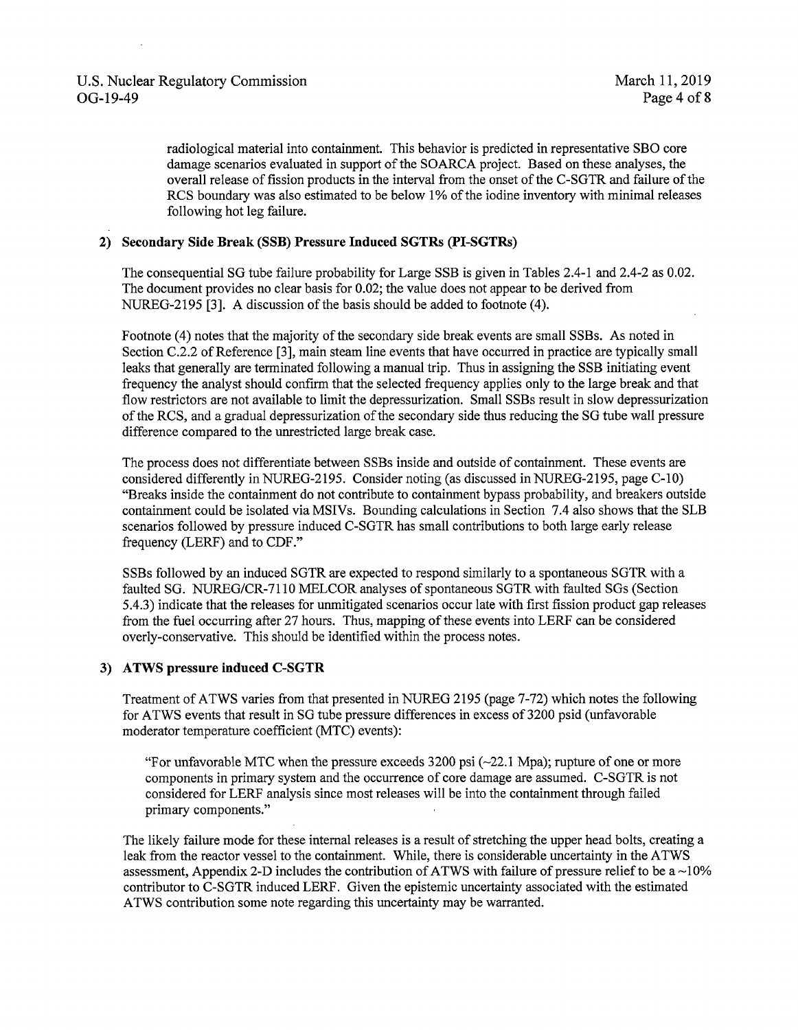radiological material into containment. This behavior is predicted in representative SBO core damage scenarios evaluated in support of the SOARCA project. Based on these analyses, the overall release of fission products in the interval from the onset of the C-SGTR and failure of the RCS boundary was also estimated to be below 1% of the iodine inventory with minimal releases following hot leg failure.

**2) Secondary Side Break (SSB) Pressure Induced SGTRs (PI-SGTRs)**

The consequential SG tube failure probability for Large SSB is given in Tables 2.4-1 and 2.4-2 as 0.02. The document provides no clear basis for 0.02; the value does not appear to be derived from NUREG-2195 [3]. A discussion of the basis should be added to footnote (4).

Footnote (4) notes that the majority of the secondary side break events are small SSBs. As noted in Section C.2.2 of Reference [3], main steam line events that have occurred in practice are typically small leaks that generally are terminated following a manual trip. Thus in assigning the SSB initiating event frequency the analyst should confirm that the selected frequency applies only to the large break and that flow restrictors are not available to limit the depressurization. Small SSBs result in slow depressurization of the RCS, and a gradual depressurization of the secondary side thus reducing the SG tube wall pressure difference compared to the unrestricted large break case.

The process does not differentiate between SSBs inside and outside of containment. These events are considered differently in NUREG-2195. Consider noting (as discussed in NUREG-2195, page C-10) "Breaks inside the containment do not contribute to containment bypass probability, and breakers outside containment could be isolated via MSIVs. Bounding calculations in Section 7.4 also shows that the SLB scenarios followed by pressure induced C-SGTR has small contributions to both large early release frequency (LERF) and to CDF."

SSBs followed by an induced SGTR are expected to respond similarly to a spontaneous SGTR with a faulted SG. NUREG/CR-7110 MELCOR analyses of spontaneous SGTR with faulted SGs (Section 5.4.3) indicate that the releases for unmitigated scenarios occur late with first fission product gap releases from the fuel occurring after 27 hours. Thus, mapping of these events into LERF can be considered overly-conservative. This should be identified within the process notes.

**3) ATWS pressure induced C-SGTR**

Treatment of ATWS varies from that presented in NUREG 2195 (page 7-72) which notes the following for ATWS events that result in SG tube pressure differences in excess of 3200 psid (unfavorable moderator temperature coefficient (MTC) events):

> "For unfavorable MTC when the pressure exceeds 3200 psi (~22.1 Mpa); rupture of one or more components in primary system and the occurrence of core damage are assumed. C-SGTR is not considered for LERF analysis since most releases will be into the containment through failed primary components."

The likely failure mode for these internal releases is a result of stretching the upper head bolts, creating a leak from the reactor vessel to the containment. While, there is considerable uncertainty in the ATWS assessment, Appendix 2-D includes the contribution of ATWS with failure of pressure relief to be a ~10% contributor to C-SGTR induced LERF. Given the epistemic uncertainty associated with the estimated ATWS contribution some note regarding this uncertainty may be warranted.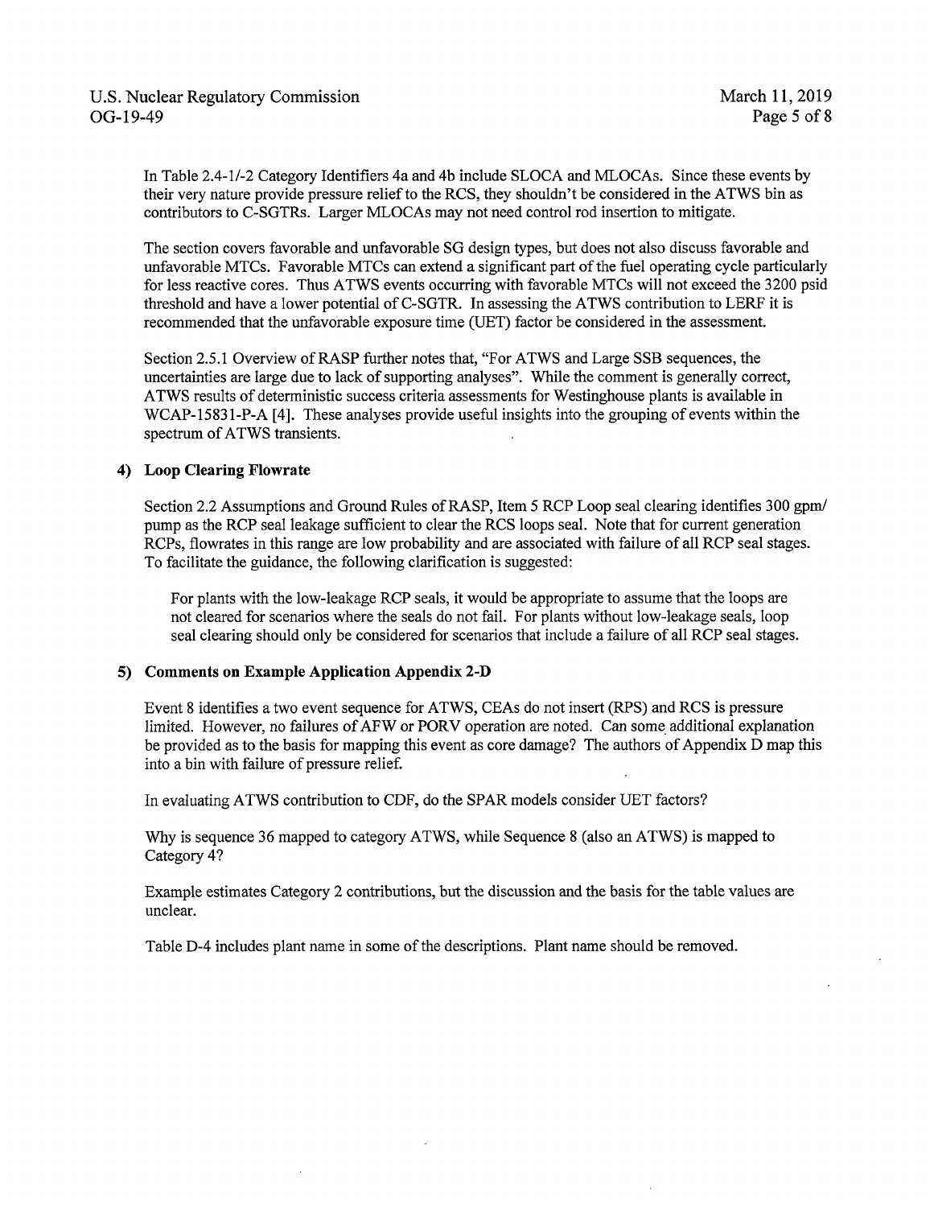In Table 2.4-1/-2 Category Identifiers 4a and 4b include SLOCA and MLOCAs. Since these events by their very nature provide pressure relief to the RCS, they shouldn't be considered in the ATWS bin as contributors to C-SGTRs. Larger MLOCAs may not need control rod insertion to mitigate.

The section covers favorable and unfavorable SG design types, but does not also discuss favorable and unfavorable MTCs. Favorable MTCs can extend a significant part of the fuel operating cycle particularly for less reactive cores. Thus ATWS events occurring with favorable MTCs will not exceed the 3200 psid threshold and have a lower potential of C-SGTR. In assessing the ATWS contribution to LERF it is recommended that the unfavorable exposure time (UET) factor be considered in the assessment.

Section 2.5.1 Overview of RASP further notes that, "For ATWS and Large SSB sequences, the uncertainties are large due to lack of supporting analyses". While the comment is generally correct, ATWS results of deterministic success criteria assessments for Westinghouse plants is available in WCAP-15831-P-A [4]. These analyses provide useful insights into the grouping of events within the spectrum of ATWS transients.

**4) Loop Clearing Flowrate**

Section 2.2 Assumptions and Ground Rules of RASP, Item 5 RCP Loop seal clearing identifies 300 gpm/pump as the RCP seal leakage sufficient to clear the RCS loops seal. Note that for current generation RCPs, flowrates in this range are low probability and are associated with failure of all RCP seal stages. To facilitate the guidance, the following clarification is suggested:

> For plants with the low-leakage RCP seals, it would be appropriate to assume that the loops are not cleared for scenarios where the seals do not fail. For plants without low-leakage seals, loop seal clearing should only be considered for scenarios that include a failure of all RCP seal stages.

**5) Comments on Example Application Appendix 2-D**

Event 8 identifies a two event sequence for ATWS, CEAs do not insert (RPS) and RCS is pressure limited. However, no failures of AFW or PORV operation are noted. Can some additional explanation be provided as to the basis for mapping this event as core damage? The authors of Appendix D map this into a bin with failure of pressure relief.

In evaluating ATWS contribution to CDF, do the SPAR models consider UET factors?

Why is sequence 36 mapped to category ATWS, while Sequence 8 (also an ATWS) is mapped to Category 4?

Example estimates Category 2 contributions, but the discussion and the basis for the table values are unclear.

Table D-4 includes plant name in some of the descriptions. Plant name should be removed.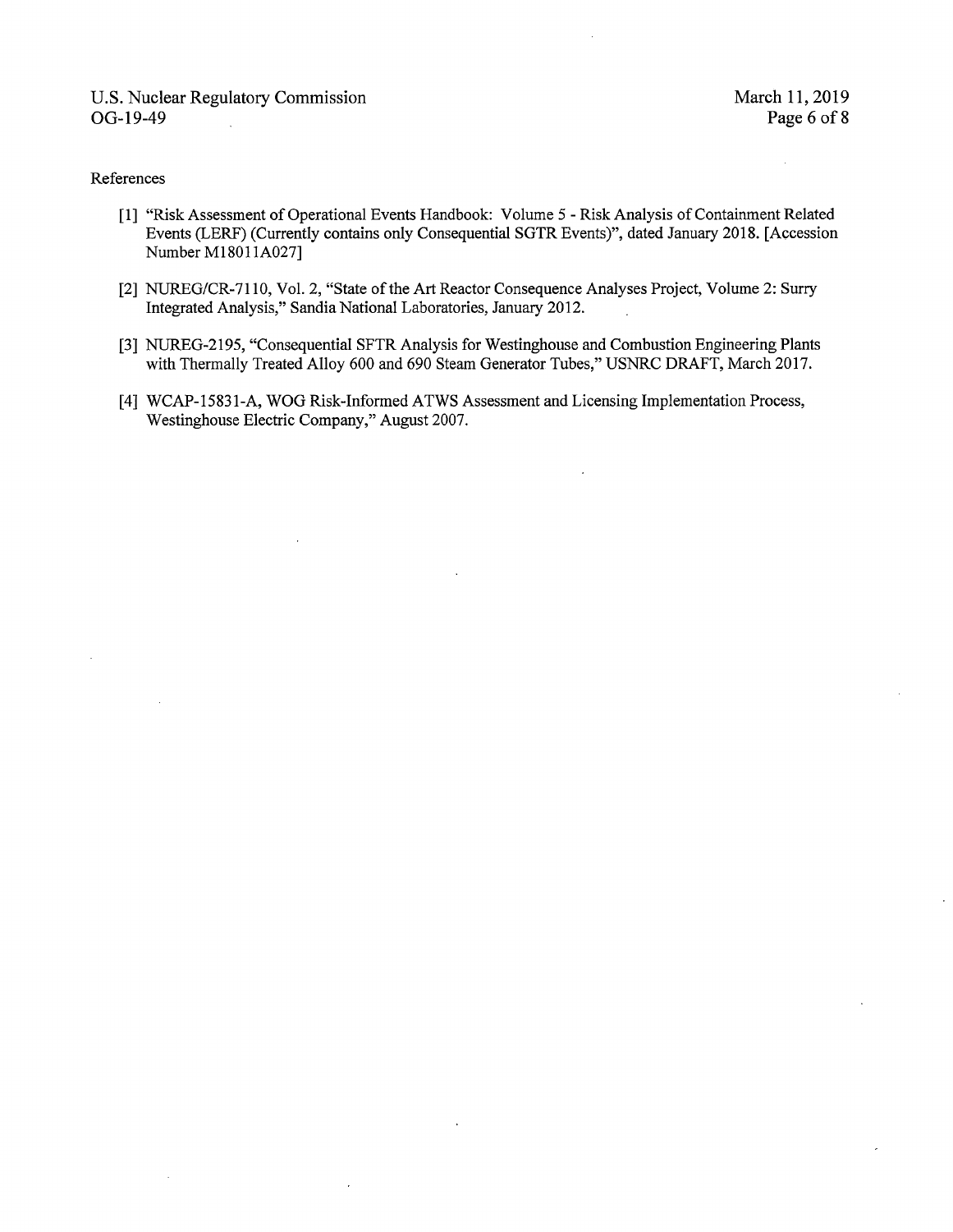References

[1] "Risk Assessment of Operational Events Handbook: Volume 5 - Risk Analysis of Containment Related Events (LERF) (Currently contains only Consequential SGTR Events)", dated January 2018. [Accession Number M18011A027]

[2] NUREG/CR-7110, Vol. 2, "State of the Art Reactor Consequence Analyses Project, Volume 2: Surry Integrated Analysis," Sandia National Laboratories, January 2012.

[3] NUREG-2195, "Consequential SFTR Analysis for Westinghouse and Combustion Engineering Plants with Thermally Treated Alloy 600 and 690 Steam Generator Tubes," USNRC DRAFT, March 2017.

[4] WCAP-15831-A, WOG Risk-Informed ATWS Assessment and Licensing Implementation Process, Westinghouse Electric Company," August 2007.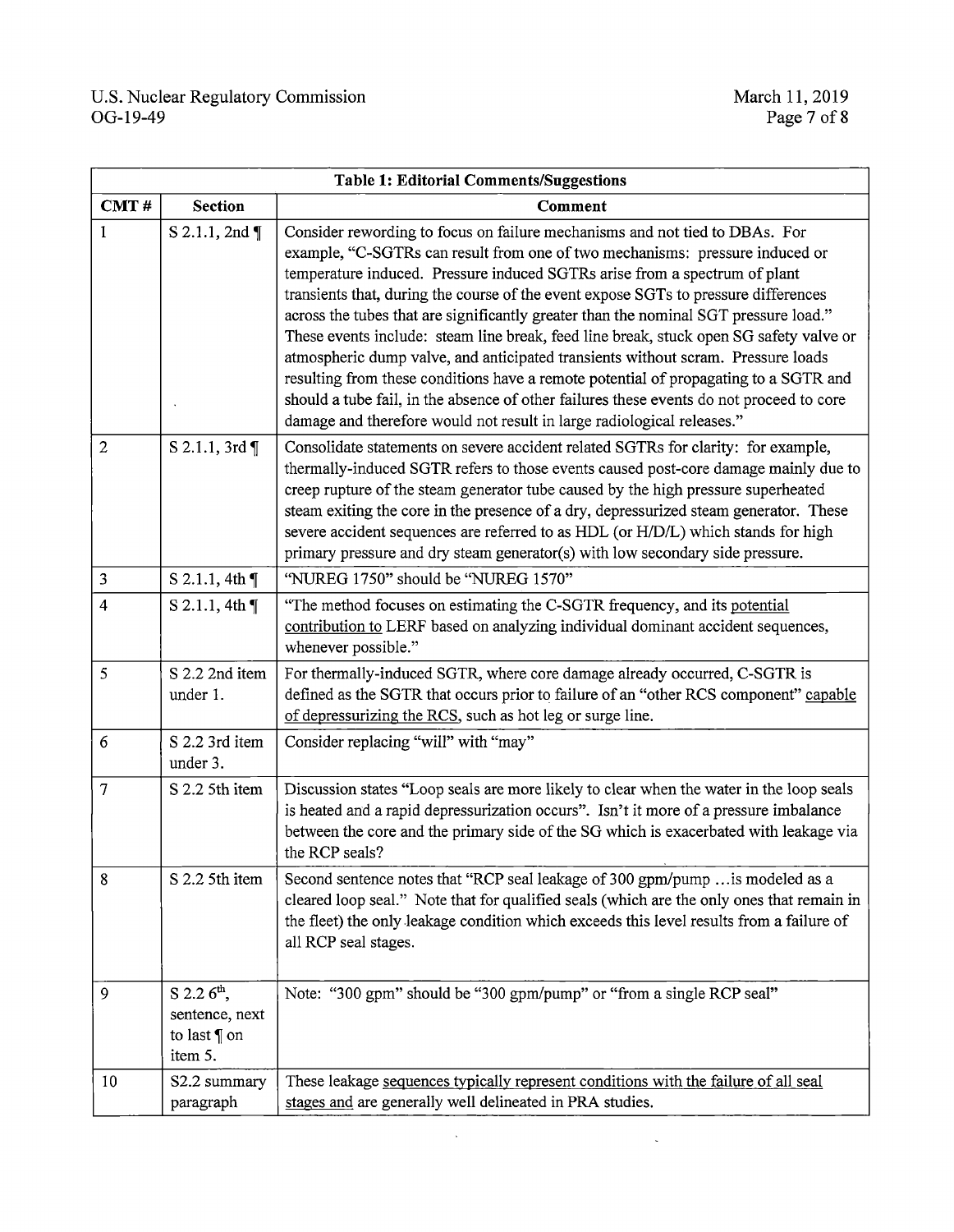| Table 1: Editorial Comments/Suggestions | | |
|---|---|---|
| CMT # | Section | Comment |
| 1 | S 2.1.1, 2nd ¶ | Consider rewording to focus on failure mechanisms and not tied to DBAs. For example, "C-SGTRs can result from one of two mechanisms: pressure induced or temperature induced. Pressure induced SGTRs arise from a spectrum of plant transients that, during the course of the event expose SGTs to pressure differences across the tubes that are significantly greater than the nominal SGT pressure load." These events include: steam line break, feed line break, stuck open SG safety valve or atmospheric dump valve, and anticipated transients without scram. Pressure loads resulting from these conditions have a remote potential of propagating to a SGTR and should a tube fail, in the absence of other failures these events do not proceed to core damage and therefore would not result in large radiological releases." |
| 2 | S 2.1.1, 3rd ¶ | Consolidate statements on severe accident related SGTRs for clarity: for example, thermally-induced SGTR refers to those events caused post-core damage mainly due to creep rupture of the steam generator tube caused by the high pressure superheated steam exiting the core in the presence of a dry, depressurized steam generator. These severe accident sequences are referred to as HDL (or H/D/L) which stands for high primary pressure and dry steam generator(s) with low secondary side pressure. |
| 3 | S 2.1.1, 4th ¶ | "NUREG 1750" should be "NUREG 1570" |
| 4 | S 2.1.1, 4th ¶ | "The method focuses on estimating the C-SGTR frequency, and its potential contribution to LERF based on analyzing individual dominant accident sequences, whenever possible." |
| 5 | S 2.2 2nd item under 1. | For thermally-induced SGTR, where core damage already occurred, C-SGTR is defined as the SGTR that occurs prior to failure of an "other RCS component" capable of depressurizing the RCS, such as hot leg or surge line. |
| 6 | S 2.2 3rd item under 3. | Consider replacing "will" with "may" |
| 7 | S 2.2 5th item | Discussion states "Loop seals are more likely to clear when the water in the loop seals is heated and a rapid depressurization occurs". Isn't it more of a pressure imbalance between the core and the primary side of the SG which is exacerbated with leakage via the RCP seals? |
| 8 | S 2.2 5th item | Second sentence notes that "RCP seal leakage of 300 gpm/pump …is modeled as a cleared loop seal." Note that for qualified seals (which are the only ones that remain in the fleet) the only leakage condition which exceeds this level results from a failure of all RCP seal stages. |
| 9 | S 2.2 6th, sentence, next to last ¶ on item 5. | Note: "300 gpm" should be "300 gpm/pump" or "from a single RCP seal" |
| 10 | S2.2 summary paragraph | These leakage sequences typically represent conditions with the failure of all seal stages and are generally well delineated in PRA studies. |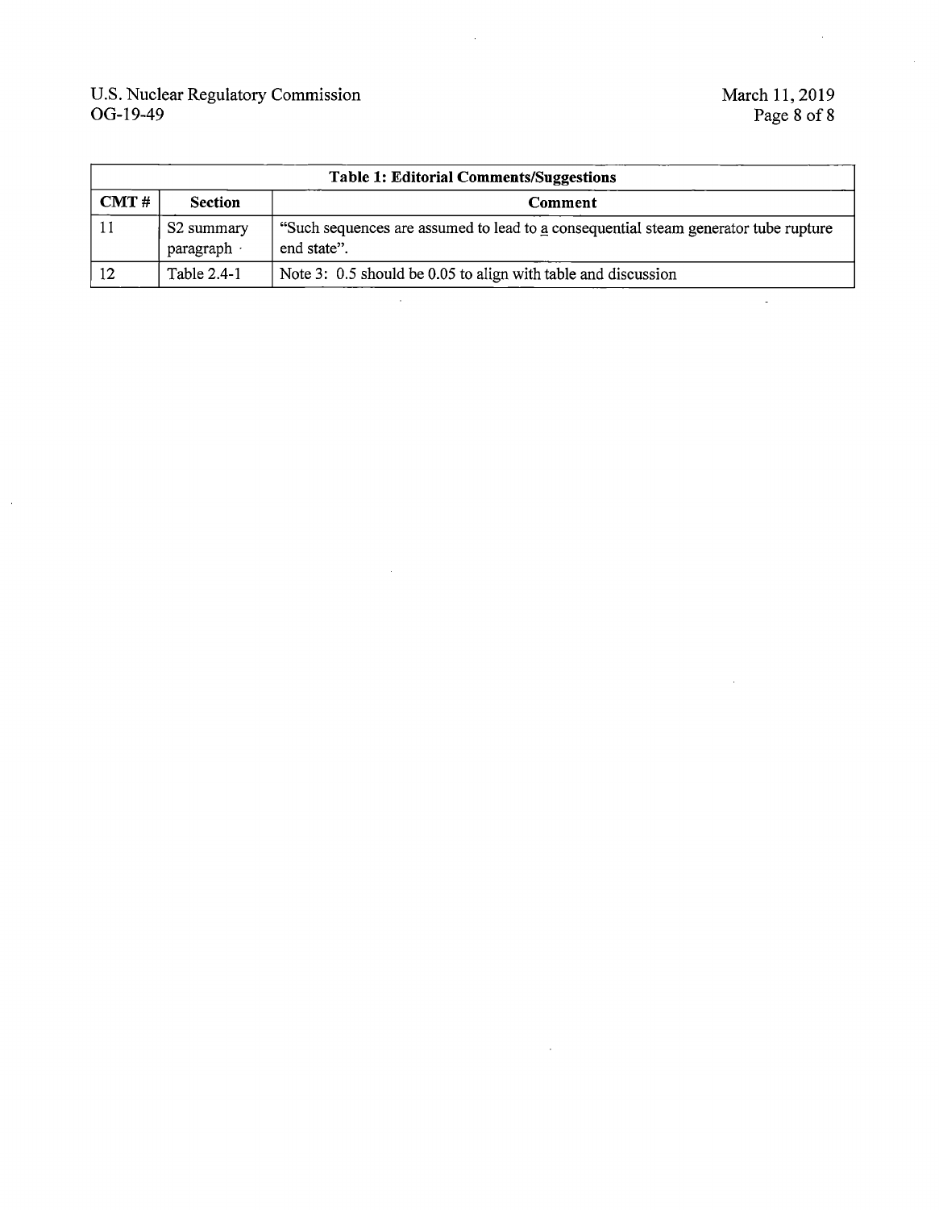| Table 1: Editorial Comments/Suggestions | | |
|---|---|---|
| CMT # | Section | Comment |
| 11 | S2 summary paragraph | "Such sequences are assumed to lead to a consequential steam generator tube rupture end state". |
| 12 | Table 2.4-1 | Note 3: 0.5 should be 0.05 to align with table and discussion |